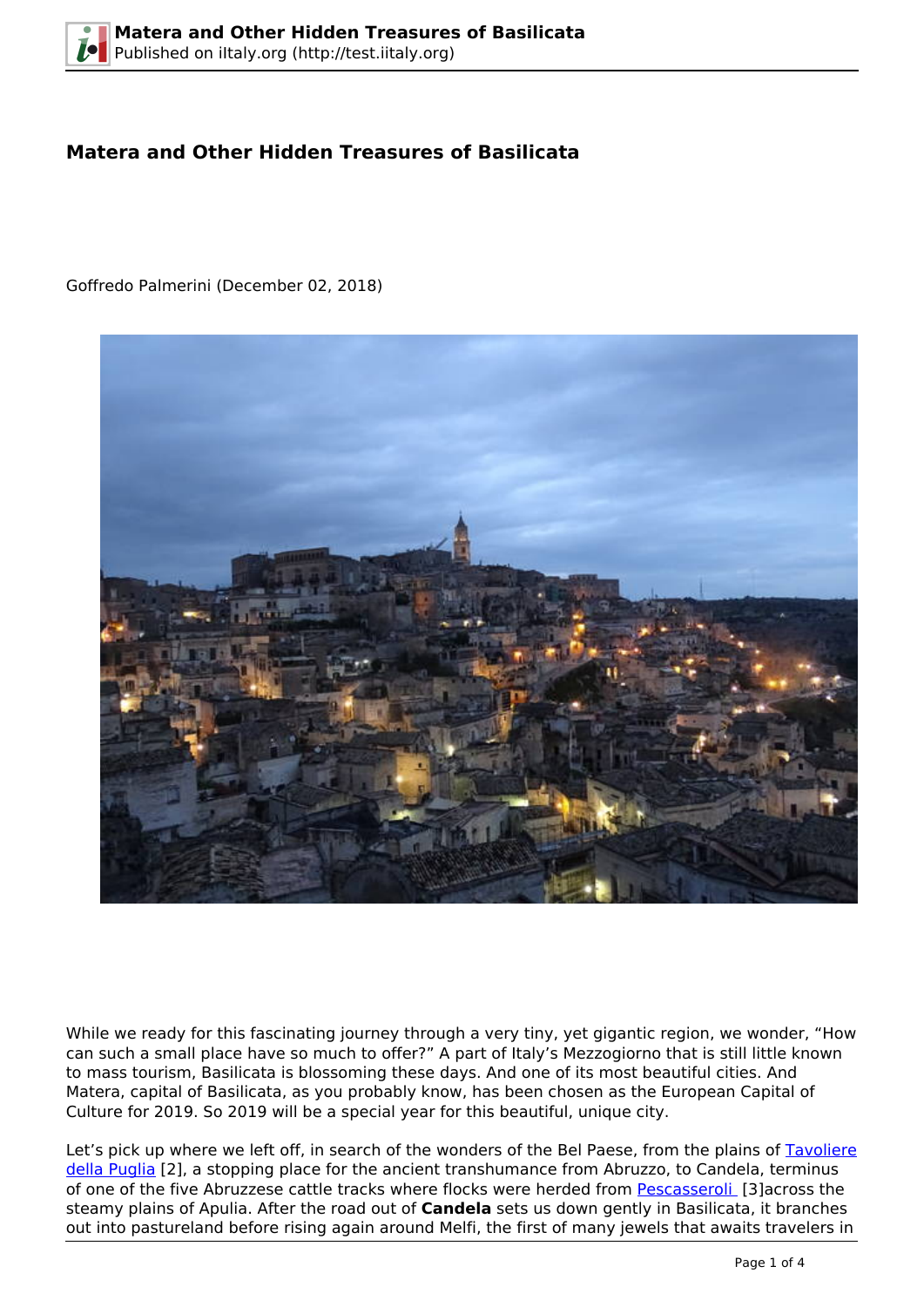# Matera and Other Hidden Treasures of Basilicata

Goffredo Palmerini (December 02, 2018)

While we ready for this fascinating journey through a very tiny, yet gigantic region, we wonder, "How can such a small place have so much to offer?" A part of Italy's Mezzogiorno that is still little known to mass tourism, Basilicata is blossoming these days. And one of its most beautiful cities. And Matera, capital of Basilicata, as you probably know, has been chosen as the European Capital of Culture for 2019. So 2019 will be a special year for this beautiful, unique city.

Let's pick up where we left off, in search of the wonders of the Bel Paese, from the plains of Tavoliere della Puglia [2], a stopping place for the ancient transhumance from Abruzzo, to Candela, terminus of one of the five Abruzzese cattle tracks where flocks were herded from Pescasseroli [3]across the steamy plains of Apulia. After the road out of **Candela** sets us down gently in Basilicata, it branches out into pastureland before rising again around Melfi, the first of many jewels that awaits travelers in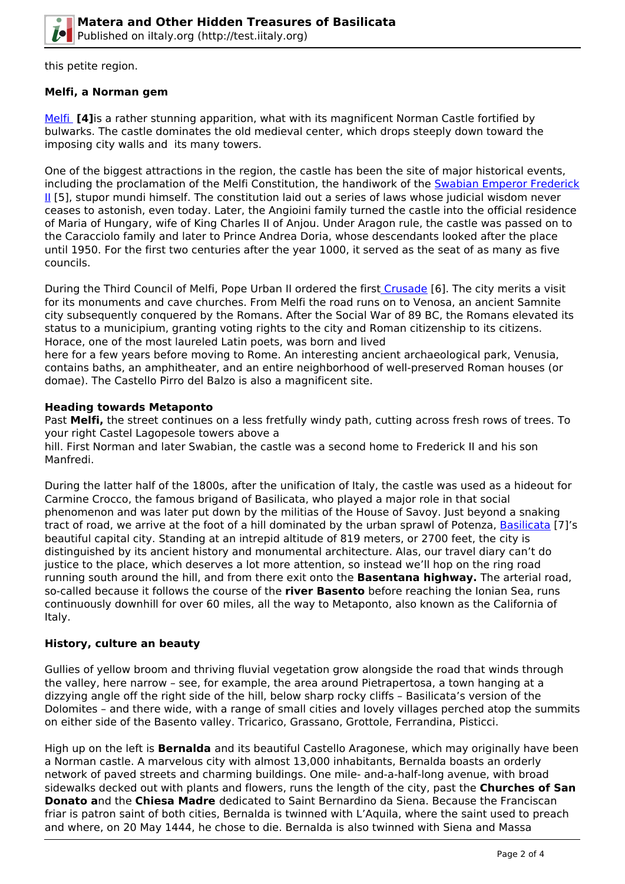this petite region.

**Melfi, a Norman gem**

Melfi **[4]**is a rather stunning apparition, what with its magnificent Norman Castle fortified by bulwarks. The castle dominates the old medieval center, which drops steeply down toward the imposing city walls and its many towers.

One of the biggest attractions in the region, the castle has been the site of major historical events, including the proclamation of the Melfi Constitution, the handiwork of the Swabian Emperor Frederick II [5], stupor mundi himself. The constitution laid out a series of laws whose judicial wisdom never ceases to astonish, even today. Later, the Angioini family turned the castle into the official residence of Maria of Hungary, wife of King Charles II of Anjou. Under Aragon rule, the castle was passed on to the Caracciolo family and later to Prince Andrea Doria, whose descendants looked after the place until 1950. For the first two centuries after the year 1000, it served as the seat of as many as five councils.

During the Third Council of Melfi, Pope Urban II ordered the first Crusade [6]. The city merits a visit for its monuments and cave churches. From Melfi the road runs on to Venosa, an ancient Samnite city subsequently conquered by the Romans. After the Social War of 89 BC, the Romans elevated its status to a municipium, granting voting rights to the city and Roman citizenship to its citizens. Horace, one of the most laureled Latin poets, was born and lived here for a few years before moving to Rome. An interesting ancient archaeological park, Venusia, contains baths, an amphitheater, and an entire neighborhood of well-preserved Roman houses (or domae). The Castello Pirro del Balzo is also a magnificent site.

**Heading towards Metaponto**

Past **Melfi,** the street continues on a less fretfully windy path, cutting across fresh rows of trees. To your right Castel Lagopesole towers above a hill. First Norman and later Swabian, the castle was a second home to Frederick II and his son Manfredi.

During the latter half of the 1800s, after the unification of Italy, the castle was used as a hideout for Carmine Crocco, the famous brigand of Basilicata, who played a major role in that social phenomenon and was later put down by the militias of the House of Savoy. Just beyond a snaking tract of road, we arrive at the foot of a hill dominated by the urban sprawl of Potenza, Basilicata [7]'s beautiful capital city. Standing at an intrepid altitude of 819 meters, or 2700 feet, the city is distinguished by its ancient history and monumental architecture. Alas, our travel diary can't do justice to the place, which deserves a lot more attention, so instead we'll hop on the ring road running south around the hill, and from there exit onto the **Basentana highway.** The arterial road, so-called because it follows the course of the **river Basento** before reaching the Ionian Sea, runs continuously downhill for over 60 miles, all the way to Metaponto, also known as the California of Italy.

**History, culture an beauty**

Gullies of yellow broom and thriving fluvial vegetation grow alongside the road that winds through the valley, here narrow – see, for example, the area around Pietrapertosa, a town hanging at a dizzying angle off the right side of the hill, below sharp rocky cliffs – Basilicata's version of the Dolomites – and there wide, with a range of small cities and lovely villages perched atop the summits on either side of the Basento valley. Tricarico, Grassano, Grottole, Ferrandina, Pisticci.

High up on the left is **Bernalda** and its beautiful Castello Aragonese, which may originally have been a Norman castle. A marvelous city with almost 13,000 inhabitants, Bernalda boasts an orderly network of paved streets and charming buildings. One mile- and-a-half-long avenue, with broad sidewalks decked out with plants and flowers, runs the length of the city, past the **Churches of San Donato a**nd the **Chiesa Madre** dedicated to Saint Bernardino da Siena. Because the Franciscan friar is patron saint of both cities, Bernalda is twinned with L'Aquila, where the saint used to preach and where, on 20 May 1444, he chose to die. Bernalda is also twinned with Siena and Massa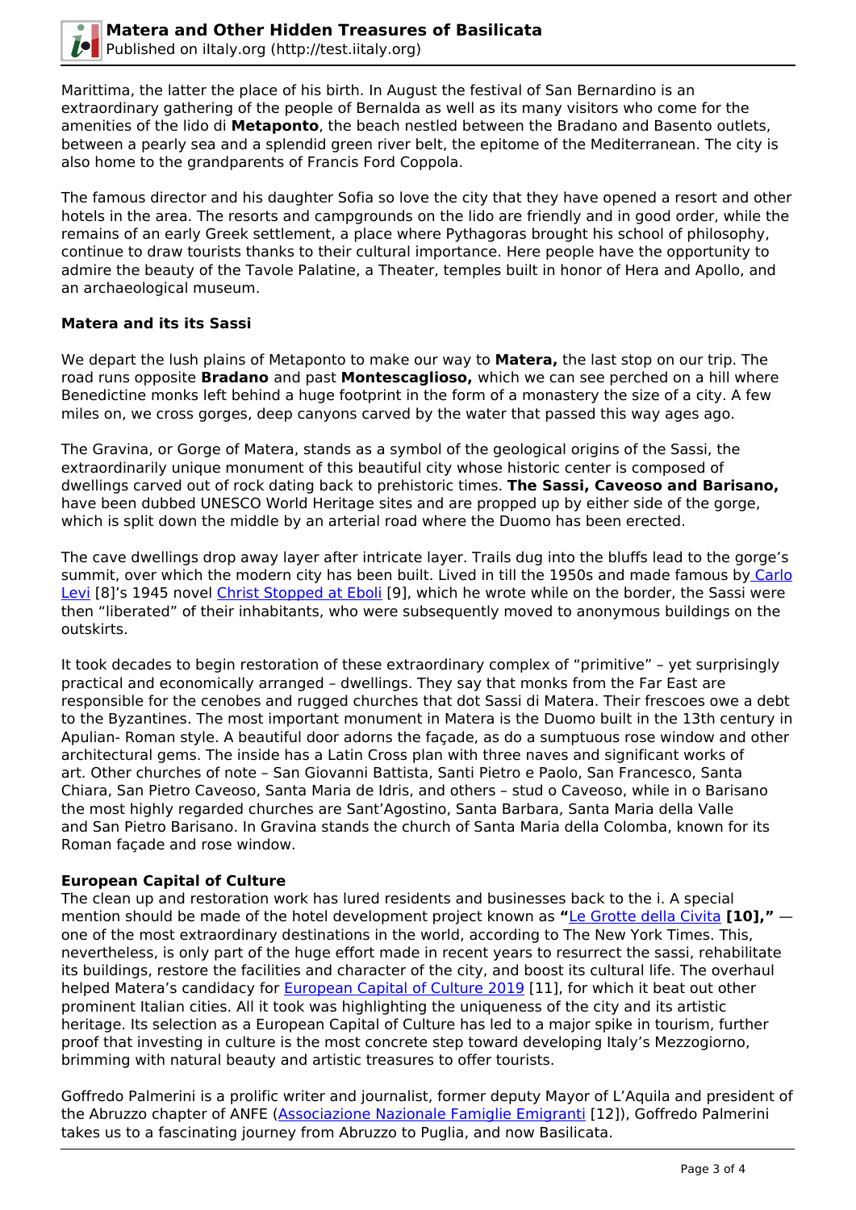Marittima, the latter the place of his birth. In August the festival of San Bernardino is an extraordinary gathering of the people of Bernalda as well as its many visitors who come for the amenities of the lido di **Metaponto**, the beach nestled between the Bradano and Basento outlets, between a pearly sea and a splendid green river belt, the epitome of the Mediterranean. The city is also home to the grandparents of Francis Ford Coppola.

The famous director and his daughter Sofia so love the city that they have opened a resort and other hotels in the area. The resorts and campgrounds on the lido are friendly and in good order, while the remains of an early Greek settlement, a place where Pythagoras brought his school of philosophy, continue to draw tourists thanks to their cultural importance. Here people have the opportunity to admire the beauty of the Tavole Palatine, a Theater, temples built in honor of Hera and Apollo, and an archaeological museum.

**Matera and its its Sassi**

We depart the lush plains of Metaponto to make our way to **Matera,** the last stop on our trip. The road runs opposite **Bradano** and past **Montescaglioso,** which we can see perched on a hill where Benedictine monks left behind a huge footprint in the form of a monastery the size of a city. A few miles on, we cross gorges, deep canyons carved by the water that passed this way ages ago.

The Gravina, or Gorge of Matera, stands as a symbol of the geological origins of the Sassi, the extraordinarily unique monument of this beautiful city whose historic center is composed of dwellings carved out of rock dating back to prehistoric times. **The Sassi, Caveoso and Barisano,** have been dubbed UNESCO World Heritage sites and are propped up by either side of the gorge, which is split down the middle by an arterial road where the Duomo has been erected.

The cave dwellings drop away layer after intricate layer. Trails dug into the bluffs lead to the gorge's summit, over which the modern city has been built. Lived in till the 1950s and made famous by Carlo Levi [8]'s 1945 novel Christ Stopped at Eboli [9], which he wrote while on the border, the Sassi were then "liberated" of their inhabitants, who were subsequently moved to anonymous buildings on the outskirts.

It took decades to begin restoration of these extraordinary complex of "primitive" – yet surprisingly practical and economically arranged – dwellings. They say that monks from the Far East are responsible for the cenobes and rugged churches that dot Sassi di Matera. Their frescoes owe a debt to the Byzantines. The most important monument in Matera is the Duomo built in the 13th century in Apulian- Roman style. A beautiful door adorns the façade, as do a sumptuous rose window and other architectural gems. The inside has a Latin Cross plan with three naves and significant works of art. Other churches of note – San Giovanni Battista, Santi Pietro e Paolo, San Francesco, Santa Chiara, San Pietro Caveoso, Santa Maria de Idris, and others – stud o Caveoso, while in o Barisano the most highly regarded churches are Sant'Agostino, Santa Barbara, Santa Maria della Valle and San Pietro Barisano. In Gravina stands the church of Santa Maria della Colomba, known for its Roman façade and rose window.

**European Capital of Culture**

The clean up and restoration work has lured residents and businesses back to the i. A special mention should be made of the hotel development project known as **"**Le Grotte della Civita **[10],"** — one of the most extraordinary destinations in the world, according to The New York Times. This, nevertheless, is only part of the huge effort made in recent years to resurrect the sassi, rehabilitate its buildings, restore the facilities and character of the city, and boost its cultural life. The overhaul helped Matera's candidacy for European Capital of Culture 2019 [11], for which it beat out other prominent Italian cities. All it took was highlighting the uniqueness of the city and its artistic heritage. Its selection as a European Capital of Culture has led to a major spike in tourism, further proof that investing in culture is the most concrete step toward developing Italy's Mezzogiorno, brimming with natural beauty and artistic treasures to offer tourists.

Goffredo Palmerini is a prolific writer and journalist, former deputy Mayor of L'Aquila and president of the Abruzzo chapter of ANFE (Associazione Nazionale Famiglie Emigranti [12]), Goffredo Palmerini takes us to a fascinating journey from Abruzzo to Puglia, and now Basilicata.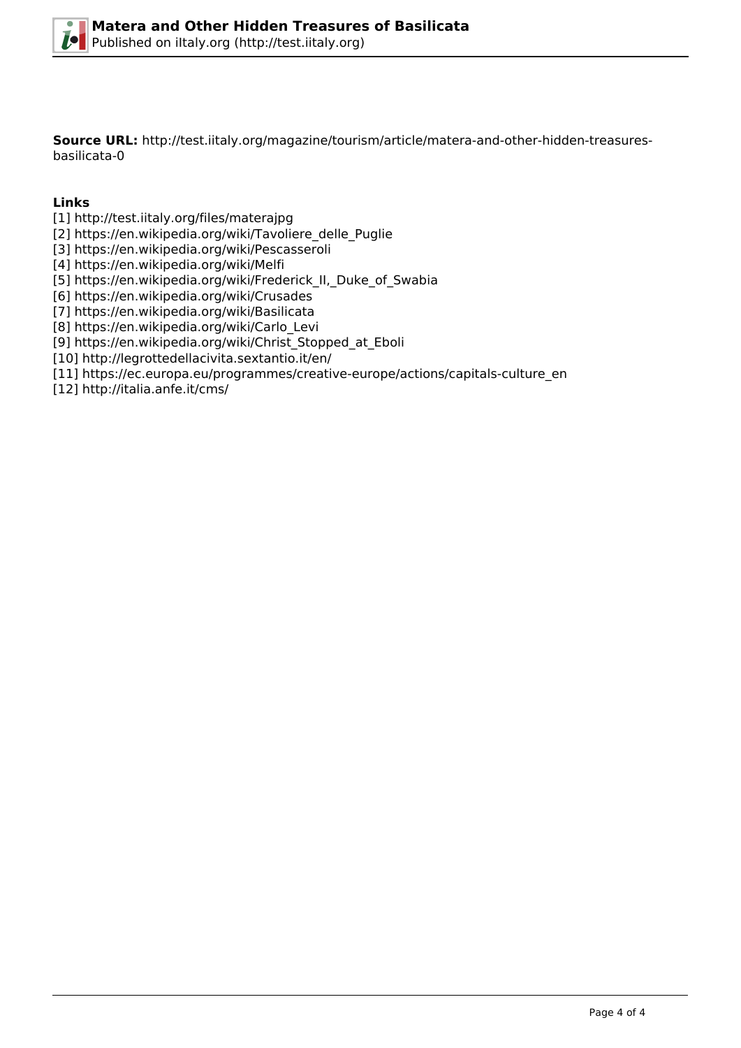**Source URL:** http://test.iitaly.org/magazine/tourism/article/matera-and-other-hidden-treasures-basilicata-0

**Links**

[1] http://test.iitaly.org/files/materajpg
[2] https://en.wikipedia.org/wiki/Tavoliere_delle_Puglie
[3] https://en.wikipedia.org/wiki/Pescasseroli
[4] https://en.wikipedia.org/wiki/Melfi
[5] https://en.wikipedia.org/wiki/Frederick_II,_Duke_of_Swabia
[6] https://en.wikipedia.org/wiki/Crusades
[7] https://en.wikipedia.org/wiki/Basilicata
[8] https://en.wikipedia.org/wiki/Carlo_Levi
[9] https://en.wikipedia.org/wiki/Christ_Stopped_at_Eboli
[10] http://legrottedellacivita.sextantio.it/en/
[11] https://ec.europa.eu/programmes/creative-europe/actions/capitals-culture_en
[12] http://italia.anfe.it/cms/